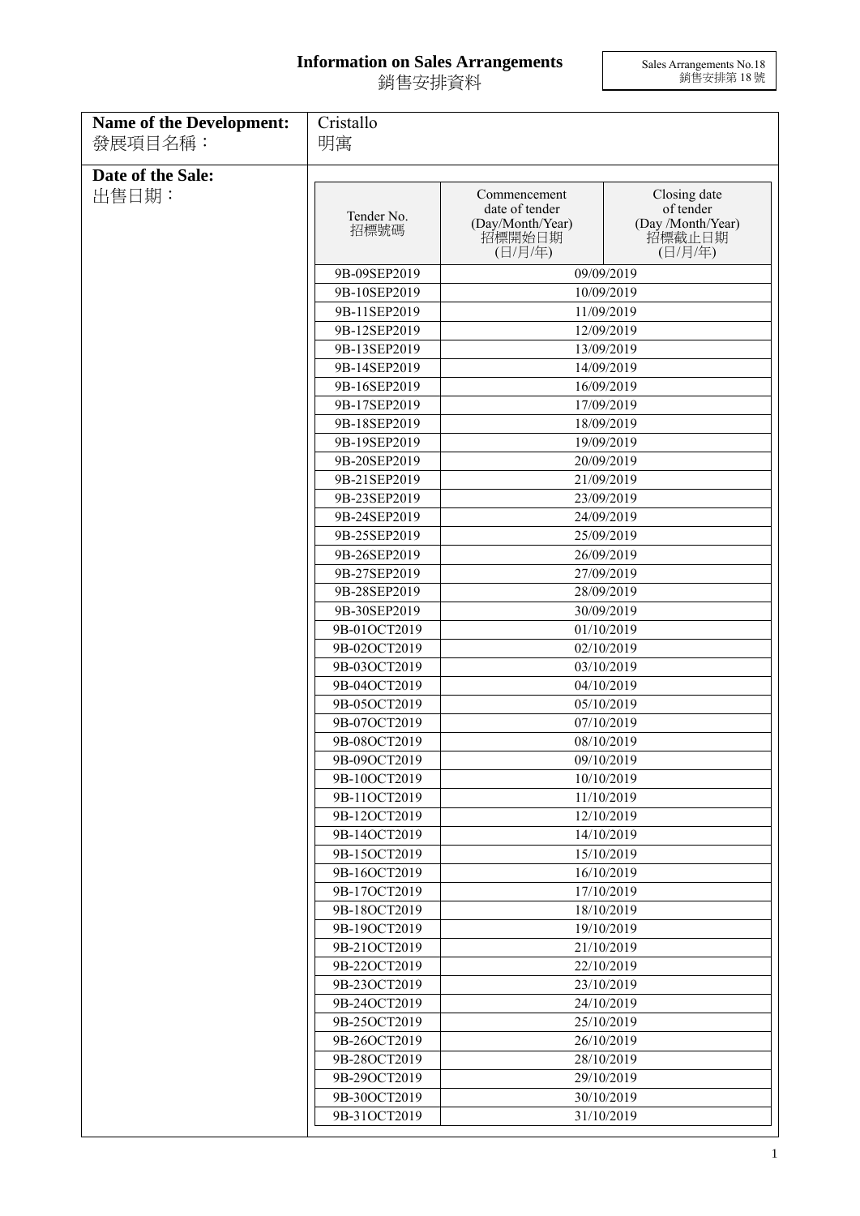# Information on Sales Arrangements
銷售安排資料

Sales Arrangements No.18
銷售安排第 18 號

| **Name of the Development:** 發展項目名稱： | Cristallo 明寓 |
|---|---|

**Date of the Sale:**
出售日期：

| Tender No. 招標號碼 | Commencement date of tender (Day/Month/Year) 招標開始日期 (日/月/年) | Closing date of tender (Day /Month/Year) 招標截止日期 (日/月/年) |
|---|---|---|
| 9B-09SEP2019 | 09/09/2019 | |
| 9B-10SEP2019 | 10/09/2019 | |
| 9B-11SEP2019 | 11/09/2019 | |
| 9B-12SEP2019 | 12/09/2019 | |
| 9B-13SEP2019 | 13/09/2019 | |
| 9B-14SEP2019 | 14/09/2019 | |
| 9B-16SEP2019 | 16/09/2019 | |
| 9B-17SEP2019 | 17/09/2019 | |
| 9B-18SEP2019 | 18/09/2019 | |
| 9B-19SEP2019 | 19/09/2019 | |
| 9B-20SEP2019 | 20/09/2019 | |
| 9B-21SEP2019 | 21/09/2019 | |
| 9B-23SEP2019 | 23/09/2019 | |
| 9B-24SEP2019 | 24/09/2019 | |
| 9B-25SEP2019 | 25/09/2019 | |
| 9B-26SEP2019 | 26/09/2019 | |
| 9B-27SEP2019 | 27/09/2019 | |
| 9B-28SEP2019 | 28/09/2019 | |
| 9B-30SEP2019 | 30/09/2019 | |
| 9B-01OCT2019 | 01/10/2019 | |
| 9B-02OCT2019 | 02/10/2019 | |
| 9B-03OCT2019 | 03/10/2019 | |
| 9B-04OCT2019 | 04/10/2019 | |
| 9B-05OCT2019 | 05/10/2019 | |
| 9B-07OCT2019 | 07/10/2019 | |
| 9B-08OCT2019 | 08/10/2019 | |
| 9B-09OCT2019 | 09/10/2019 | |
| 9B-10OCT2019 | 10/10/2019 | |
| 9B-11OCT2019 | 11/10/2019 | |
| 9B-12OCT2019 | 12/10/2019 | |
| 9B-14OCT2019 | 14/10/2019 | |
| 9B-15OCT2019 | 15/10/2019 | |
| 9B-16OCT2019 | 16/10/2019 | |
| 9B-17OCT2019 | 17/10/2019 | |
| 9B-18OCT2019 | 18/10/2019 | |
| 9B-19OCT2019 | 19/10/2019 | |
| 9B-21OCT2019 | 21/10/2019 | |
| 9B-22OCT2019 | 22/10/2019 | |
| 9B-23OCT2019 | 23/10/2019 | |
| 9B-24OCT2019 | 24/10/2019 | |
| 9B-25OCT2019 | 25/10/2019 | |
| 9B-26OCT2019 | 26/10/2019 | |
| 9B-28OCT2019 | 28/10/2019 | |
| 9B-29OCT2019 | 29/10/2019 | |
| 9B-30OCT2019 | 30/10/2019 | |
| 9B-31OCT2019 | 31/10/2019 | |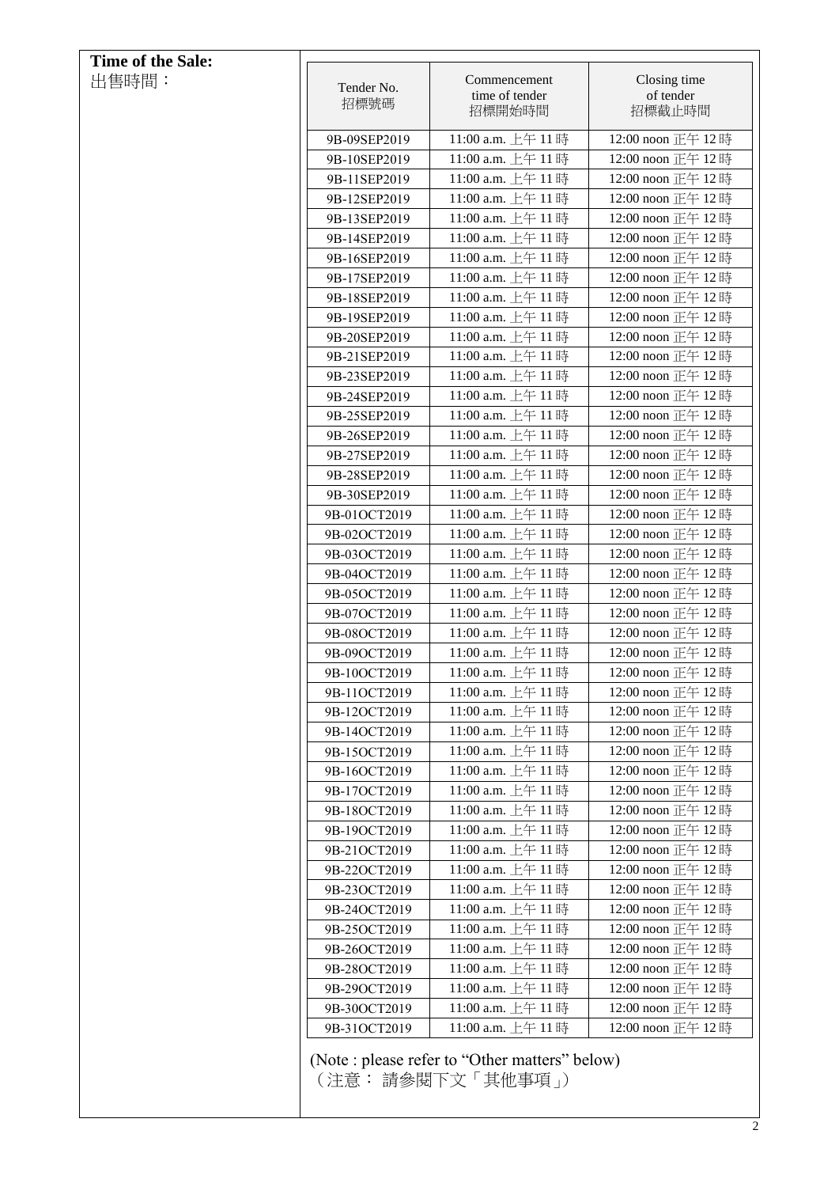**Time of the Sale:**
出售時間：

| Tender No. 招標號碼 | Commencement time of tender 招標開始時間 | Closing time of tender 招標截止時間 |
|---|---|---|
| 9B-09SEP2019 | 11:00 a.m. 上午 11 時 | 12:00 noon 正午 12 時 |
| 9B-10SEP2019 | 11:00 a.m. 上午 11 時 | 12:00 noon 正午 12 時 |
| 9B-11SEP2019 | 11:00 a.m. 上午 11 時 | 12:00 noon 正午 12 時 |
| 9B-12SEP2019 | 11:00 a.m. 上午 11 時 | 12:00 noon 正午 12 時 |
| 9B-13SEP2019 | 11:00 a.m. 上午 11 時 | 12:00 noon 正午 12 時 |
| 9B-14SEP2019 | 11:00 a.m. 上午 11 時 | 12:00 noon 正午 12 時 |
| 9B-16SEP2019 | 11:00 a.m. 上午 11 時 | 12:00 noon 正午 12 時 |
| 9B-17SEP2019 | 11:00 a.m. 上午 11 時 | 12:00 noon 正午 12 時 |
| 9B-18SEP2019 | 11:00 a.m. 上午 11 時 | 12:00 noon 正午 12 時 |
| 9B-19SEP2019 | 11:00 a.m. 上午 11 時 | 12:00 noon 正午 12 時 |
| 9B-20SEP2019 | 11:00 a.m. 上午 11 時 | 12:00 noon 正午 12 時 |
| 9B-21SEP2019 | 11:00 a.m. 上午 11 時 | 12:00 noon 正午 12 時 |
| 9B-23SEP2019 | 11:00 a.m. 上午 11 時 | 12:00 noon 正午 12 時 |
| 9B-24SEP2019 | 11:00 a.m. 上午 11 時 | 12:00 noon 正午 12 時 |
| 9B-25SEP2019 | 11:00 a.m. 上午 11 時 | 12:00 noon 正午 12 時 |
| 9B-26SEP2019 | 11:00 a.m. 上午 11 時 | 12:00 noon 正午 12 時 |
| 9B-27SEP2019 | 11:00 a.m. 上午 11 時 | 12:00 noon 正午 12 時 |
| 9B-28SEP2019 | 11:00 a.m. 上午 11 時 | 12:00 noon 正午 12 時 |
| 9B-30SEP2019 | 11:00 a.m. 上午 11 時 | 12:00 noon 正午 12 時 |
| 9B-01OCT2019 | 11:00 a.m. 上午 11 時 | 12:00 noon 正午 12 時 |
| 9B-02OCT2019 | 11:00 a.m. 上午 11 時 | 12:00 noon 正午 12 時 |
| 9B-03OCT2019 | 11:00 a.m. 上午 11 時 | 12:00 noon 正午 12 時 |
| 9B-04OCT2019 | 11:00 a.m. 上午 11 時 | 12:00 noon 正午 12 時 |
| 9B-05OCT2019 | 11:00 a.m. 上午 11 時 | 12:00 noon 正午 12 時 |
| 9B-07OCT2019 | 11:00 a.m. 上午 11 時 | 12:00 noon 正午 12 時 |
| 9B-08OCT2019 | 11:00 a.m. 上午 11 時 | 12:00 noon 正午 12 時 |
| 9B-09OCT2019 | 11:00 a.m. 上午 11 時 | 12:00 noon 正午 12 時 |
| 9B-10OCT2019 | 11:00 a.m. 上午 11 時 | 12:00 noon 正午 12 時 |
| 9B-11OCT2019 | 11:00 a.m. 上午 11 時 | 12:00 noon 正午 12 時 |
| 9B-12OCT2019 | 11:00 a.m. 上午 11 時 | 12:00 noon 正午 12 時 |
| 9B-14OCT2019 | 11:00 a.m. 上午 11 時 | 12:00 noon 正午 12 時 |
| 9B-15OCT2019 | 11:00 a.m. 上午 11 時 | 12:00 noon 正午 12 時 |
| 9B-16OCT2019 | 11:00 a.m. 上午 11 時 | 12:00 noon 正午 12 時 |
| 9B-17OCT2019 | 11:00 a.m. 上午 11 時 | 12:00 noon 正午 12 時 |
| 9B-18OCT2019 | 11:00 a.m. 上午 11 時 | 12:00 noon 正午 12 時 |
| 9B-19OCT2019 | 11:00 a.m. 上午 11 時 | 12:00 noon 正午 12 時 |
| 9B-21OCT2019 | 11:00 a.m. 上午 11 時 | 12:00 noon 正午 12 時 |
| 9B-22OCT2019 | 11:00 a.m. 上午 11 時 | 12:00 noon 正午 12 時 |
| 9B-23OCT2019 | 11:00 a.m. 上午 11 時 | 12:00 noon 正午 12 時 |
| 9B-24OCT2019 | 11:00 a.m. 上午 11 時 | 12:00 noon 正午 12 時 |
| 9B-25OCT2019 | 11:00 a.m. 上午 11 時 | 12:00 noon 正午 12 時 |
| 9B-26OCT2019 | 11:00 a.m. 上午 11 時 | 12:00 noon 正午 12 時 |
| 9B-28OCT2019 | 11:00 a.m. 上午 11 時 | 12:00 noon 正午 12 時 |
| 9B-29OCT2019 | 11:00 a.m. 上午 11 時 | 12:00 noon 正午 12 時 |
| 9B-30OCT2019 | 11:00 a.m. 上午 11 時 | 12:00 noon 正午 12 時 |
| 9B-31OCT2019 | 11:00 a.m. 上午 11 時 | 12:00 noon 正午 12 時 |

(Note : please refer to "Other matters" below)
（注意： 請參閱下文「其他事項」）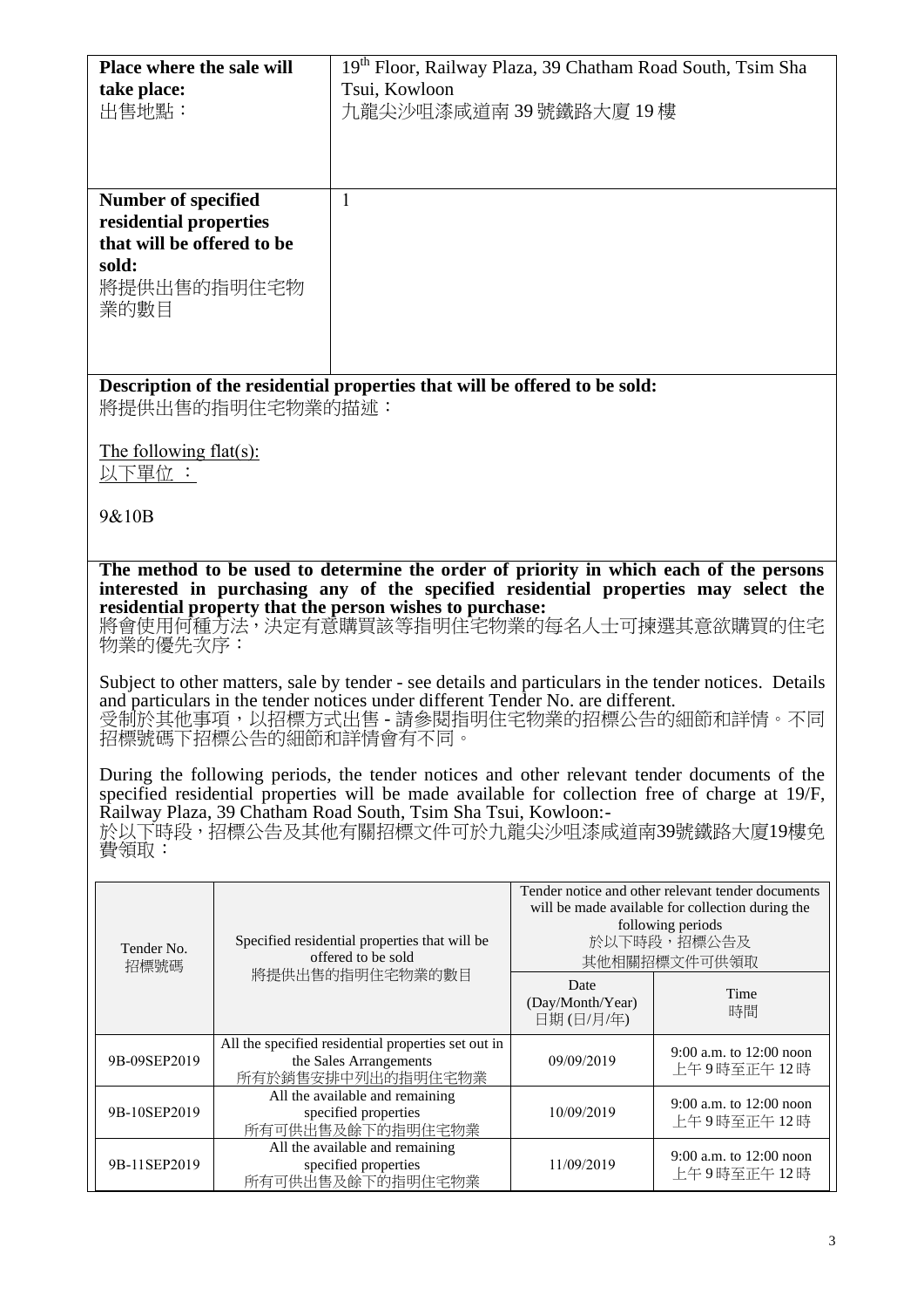| **Place where the sale will take place:** 出售地點： | 19th Floor, Railway Plaza, 39 Chatham Road South, Tsim Sha Tsui, Kowloon 九龍尖沙咀漆咸道南 39 號鐵路大廈 19 樓 |
|---|---|
| **Number of specified residential properties that will be offered to be sold:** 將提供出售的指明住宅物業的數目 | 1 |

**Description of the residential properties that will be offered to be sold:**
將提供出售的指明住宅物業的描述：

The following flat(s):
以下單位 ：

9&10B

**The method to be used to determine the order of priority in which each of the persons interested in purchasing any of the specified residential properties may select the residential property that the person wishes to purchase:**
將會使用何種方法，決定有意購買該等指明住宅物業的每名人士可揀選其意欲購買的住宅物業的優先次序：

Subject to other matters, sale by tender - see details and particulars in the tender notices. Details and particulars in the tender notices under different Tender No. are different.
受制於其他事項，以招標方式出售 - 請參閱指明住宅物業的招標公告的細節和詳情。不同招標號碼下招標公告的細節和詳情會有不同。

During the following periods, the tender notices and other relevant tender documents of the specified residential properties will be made available for collection free of charge at 19/F, Railway Plaza, 39 Chatham Road South, Tsim Sha Tsui, Kowloon:-
於以下時段，招標公告及其他有關招標文件可於九龍尖沙咀漆咸道南39號鐵路大廈19樓免費領取：

| Tender No. 招標號碼 | Specified residential properties that will be offered to be sold 將提供出售的指明住宅物業的數目 | Tender notice and other relevant tender documents will be made available for collection during the following periods 於以下時段，招標公告及其他相關招標文件可供領取 | |
|---|---|---|---|
| | | Date (Day/Month/Year) 日期 (日/月/年) | Time 時間 |
| 9B-09SEP2019 | All the specified residential properties set out in the Sales Arrangements 所有於銷售安排中列出的指明住宅物業 | 09/09/2019 | 9:00 a.m. to 12:00 noon 上午 9 時至正午 12 時 |
| 9B-10SEP2019 | All the available and remaining specified properties 所有可供出售及餘下的指明住宅物業 | 10/09/2019 | 9:00 a.m. to 12:00 noon 上午 9 時至正午 12 時 |
| 9B-11SEP2019 | All the available and remaining specified properties 所有可供出售及餘下的指明住宅物業 | 11/09/2019 | 9:00 a.m. to 12:00 noon 上午 9 時至正午 12 時 |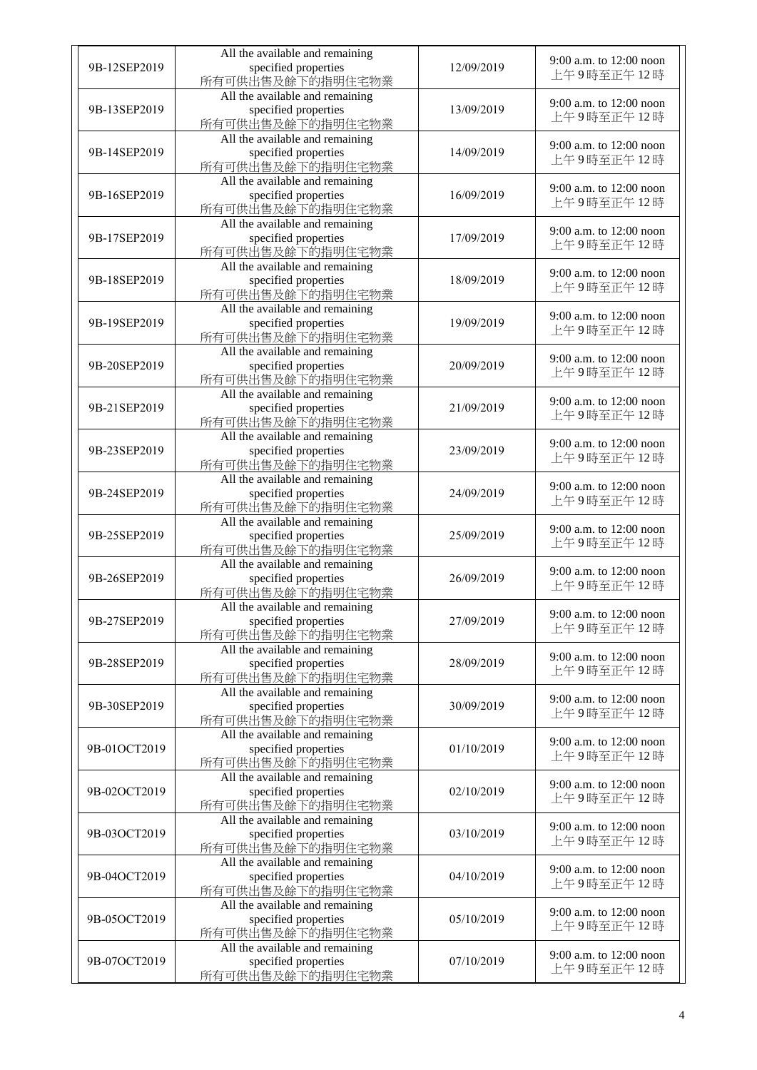| | | | |
|---|---|---|---|
| 9B-12SEP2019 | All the available and remaining specified properties 所有可供出售及餘下的指明住宅物業 | 12/09/2019 | 9:00 a.m. to 12:00 noon 上午 9 時至正午 12 時 |
| 9B-13SEP2019 | All the available and remaining specified properties 所有可供出售及餘下的指明住宅物業 | 13/09/2019 | 9:00 a.m. to 12:00 noon 上午 9 時至正午 12 時 |
| 9B-14SEP2019 | All the available and remaining specified properties 所有可供出售及餘下的指明住宅物業 | 14/09/2019 | 9:00 a.m. to 12:00 noon 上午 9 時至正午 12 時 |
| 9B-16SEP2019 | All the available and remaining specified properties 所有可供出售及餘下的指明住宅物業 | 16/09/2019 | 9:00 a.m. to 12:00 noon 上午 9 時至正午 12 時 |
| 9B-17SEP2019 | All the available and remaining specified properties 所有可供出售及餘下的指明住宅物業 | 17/09/2019 | 9:00 a.m. to 12:00 noon 上午 9 時至正午 12 時 |
| 9B-18SEP2019 | All the available and remaining specified properties 所有可供出售及餘下的指明住宅物業 | 18/09/2019 | 9:00 a.m. to 12:00 noon 上午 9 時至正午 12 時 |
| 9B-19SEP2019 | All the available and remaining specified properties 所有可供出售及餘下的指明住宅物業 | 19/09/2019 | 9:00 a.m. to 12:00 noon 上午 9 時至正午 12 時 |
| 9B-20SEP2019 | All the available and remaining specified properties 所有可供出售及餘下的指明住宅物業 | 20/09/2019 | 9:00 a.m. to 12:00 noon 上午 9 時至正午 12 時 |
| 9B-21SEP2019 | All the available and remaining specified properties 所有可供出售及餘下的指明住宅物業 | 21/09/2019 | 9:00 a.m. to 12:00 noon 上午 9 時至正午 12 時 |
| 9B-23SEP2019 | All the available and remaining specified properties 所有可供出售及餘下的指明住宅物業 | 23/09/2019 | 9:00 a.m. to 12:00 noon 上午 9 時至正午 12 時 |
| 9B-24SEP2019 | All the available and remaining specified properties 所有可供出售及餘下的指明住宅物業 | 24/09/2019 | 9:00 a.m. to 12:00 noon 上午 9 時至正午 12 時 |
| 9B-25SEP2019 | All the available and remaining specified properties 所有可供出售及餘下的指明住宅物業 | 25/09/2019 | 9:00 a.m. to 12:00 noon 上午 9 時至正午 12 時 |
| 9B-26SEP2019 | All the available and remaining specified properties 所有可供出售及餘下的指明住宅物業 | 26/09/2019 | 9:00 a.m. to 12:00 noon 上午 9 時至正午 12 時 |
| 9B-27SEP2019 | All the available and remaining specified properties 所有可供出售及餘下的指明住宅物業 | 27/09/2019 | 9:00 a.m. to 12:00 noon 上午 9 時至正午 12 時 |
| 9B-28SEP2019 | All the available and remaining specified properties 所有可供出售及餘下的指明住宅物業 | 28/09/2019 | 9:00 a.m. to 12:00 noon 上午 9 時至正午 12 時 |
| 9B-30SEP2019 | All the available and remaining specified properties 所有可供出售及餘下的指明住宅物業 | 30/09/2019 | 9:00 a.m. to 12:00 noon 上午 9 時至正午 12 時 |
| 9B-01OCT2019 | All the available and remaining specified properties 所有可供出售及餘下的指明住宅物業 | 01/10/2019 | 9:00 a.m. to 12:00 noon 上午 9 時至正午 12 時 |
| 9B-02OCT2019 | All the available and remaining specified properties 所有可供出售及餘下的指明住宅物業 | 02/10/2019 | 9:00 a.m. to 12:00 noon 上午 9 時至正午 12 時 |
| 9B-03OCT2019 | All the available and remaining specified properties 所有可供出售及餘下的指明住宅物業 | 03/10/2019 | 9:00 a.m. to 12:00 noon 上午 9 時至正午 12 時 |
| 9B-04OCT2019 | All the available and remaining specified properties 所有可供出售及餘下的指明住宅物業 | 04/10/2019 | 9:00 a.m. to 12:00 noon 上午 9 時至正午 12 時 |
| 9B-05OCT2019 | All the available and remaining specified properties 所有可供出售及餘下的指明住宅物業 | 05/10/2019 | 9:00 a.m. to 12:00 noon 上午 9 時至正午 12 時 |
| 9B-07OCT2019 | All the available and remaining specified properties 所有可供出售及餘下的指明住宅物業 | 07/10/2019 | 9:00 a.m. to 12:00 noon 上午 9 時至正午 12 時 |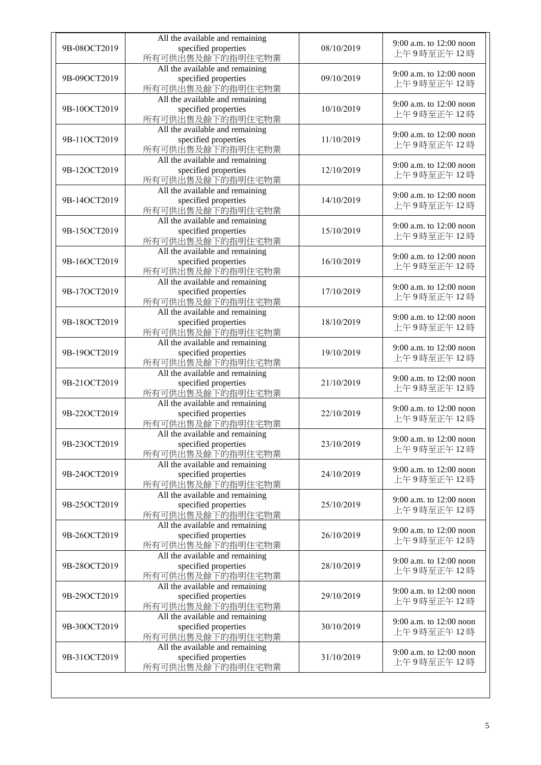| 9B-08OCT2019 | All the available and remaining specified properties 所有可供出售及餘下的指明住宅物業 | 08/10/2019 | 9:00 a.m. to 12:00 noon 上午 9 時至正午 12 時 |
|---|---|---|---|
| 9B-09OCT2019 | All the available and remaining specified properties 所有可供出售及餘下的指明住宅物業 | 09/10/2019 | 9:00 a.m. to 12:00 noon 上午 9 時至正午 12 時 |
| 9B-10OCT2019 | All the available and remaining specified properties 所有可供出售及餘下的指明住宅物業 | 10/10/2019 | 9:00 a.m. to 12:00 noon 上午 9 時至正午 12 時 |
| 9B-11OCT2019 | All the available and remaining specified properties 所有可供出售及餘下的指明住宅物業 | 11/10/2019 | 9:00 a.m. to 12:00 noon 上午 9 時至正午 12 時 |
| 9B-12OCT2019 | All the available and remaining specified properties 所有可供出售及餘下的指明住宅物業 | 12/10/2019 | 9:00 a.m. to 12:00 noon 上午 9 時至正午 12 時 |
| 9B-14OCT2019 | All the available and remaining specified properties 所有可供出售及餘下的指明住宅物業 | 14/10/2019 | 9:00 a.m. to 12:00 noon 上午 9 時至正午 12 時 |
| 9B-15OCT2019 | All the available and remaining specified properties 所有可供出售及餘下的指明住宅物業 | 15/10/2019 | 9:00 a.m. to 12:00 noon 上午 9 時至正午 12 時 |
| 9B-16OCT2019 | All the available and remaining specified properties 所有可供出售及餘下的指明住宅物業 | 16/10/2019 | 9:00 a.m. to 12:00 noon 上午 9 時至正午 12 時 |
| 9B-17OCT2019 | All the available and remaining specified properties 所有可供出售及餘下的指明住宅物業 | 17/10/2019 | 9:00 a.m. to 12:00 noon 上午 9 時至正午 12 時 |
| 9B-18OCT2019 | All the available and remaining specified properties 所有可供出售及餘下的指明住宅物業 | 18/10/2019 | 9:00 a.m. to 12:00 noon 上午 9 時至正午 12 時 |
| 9B-19OCT2019 | All the available and remaining specified properties 所有可供出售及餘下的指明住宅物業 | 19/10/2019 | 9:00 a.m. to 12:00 noon 上午 9 時至正午 12 時 |
| 9B-21OCT2019 | All the available and remaining specified properties 所有可供出售及餘下的指明住宅物業 | 21/10/2019 | 9:00 a.m. to 12:00 noon 上午 9 時至正午 12 時 |
| 9B-22OCT2019 | All the available and remaining specified properties 所有可供出售及餘下的指明住宅物業 | 22/10/2019 | 9:00 a.m. to 12:00 noon 上午 9 時至正午 12 時 |
| 9B-23OCT2019 | All the available and remaining specified properties 所有可供出售及餘下的指明住宅物業 | 23/10/2019 | 9:00 a.m. to 12:00 noon 上午 9 時至正午 12 時 |
| 9B-24OCT2019 | All the available and remaining specified properties 所有可供出售及餘下的指明住宅物業 | 24/10/2019 | 9:00 a.m. to 12:00 noon 上午 9 時至正午 12 時 |
| 9B-25OCT2019 | All the available and remaining specified properties 所有可供出售及餘下的指明住宅物業 | 25/10/2019 | 9:00 a.m. to 12:00 noon 上午 9 時至正午 12 時 |
| 9B-26OCT2019 | All the available and remaining specified properties 所有可供出售及餘下的指明住宅物業 | 26/10/2019 | 9:00 a.m. to 12:00 noon 上午 9 時至正午 12 時 |
| 9B-28OCT2019 | All the available and remaining specified properties 所有可供出售及餘下的指明住宅物業 | 28/10/2019 | 9:00 a.m. to 12:00 noon 上午 9 時至正午 12 時 |
| 9B-29OCT2019 | All the available and remaining specified properties 所有可供出售及餘下的指明住宅物業 | 29/10/2019 | 9:00 a.m. to 12:00 noon 上午 9 時至正午 12 時 |
| 9B-30OCT2019 | All the available and remaining specified properties 所有可供出售及餘下的指明住宅物業 | 30/10/2019 | 9:00 a.m. to 12:00 noon 上午 9 時至正午 12 時 |
| 9B-31OCT2019 | All the available and remaining specified properties 所有可供出售及餘下的指明住宅物業 | 31/10/2019 | 9:00 a.m. to 12:00 noon 上午 9 時至正午 12 時 |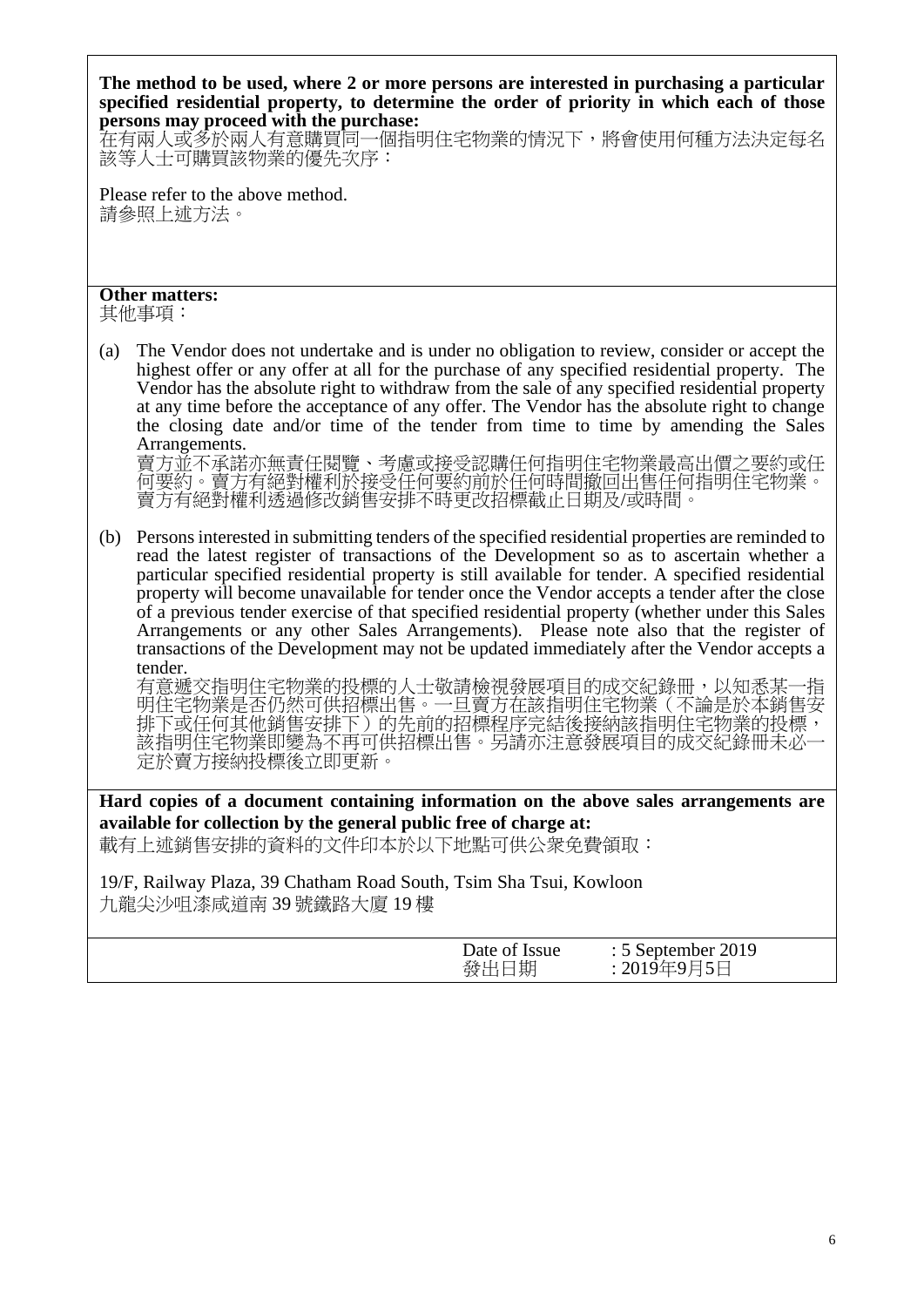**The method to be used, where 2 or more persons are interested in purchasing a particular specified residential property, to determine the order of priority in which each of those persons may proceed with the purchase:**
在有兩人或多於兩人有意購買同一個指明住宅物業的情況下，將會使用何種方法決定每名該等人士可購買該物業的優先次序：

Please refer to the above method.
請參照上述方法。

**Other matters:**
其他事項：

(a) The Vendor does not undertake and is under no obligation to review, consider or accept the highest offer or any offer at all for the purchase of any specified residential property. The Vendor has the absolute right to withdraw from the sale of any specified residential property at any time before the acceptance of any offer. The Vendor has the absolute right to change the closing date and/or time of the tender from time to time by amending the Sales Arrangements.
賣方並不承諾亦無責任閱覽、考慮或接受認購任何指明住宅物業最高出價之要約或任何要約。賣方有絕對權利於接受任何要約前於任何時間撤回出售任何指明住宅物業。賣方有絕對權利透過修改銷售安排不時更改招標截止日期及/或時間。

(b) Persons interested in submitting tenders of the specified residential properties are reminded to read the latest register of transactions of the Development so as to ascertain whether a particular specified residential property is still available for tender. A specified residential property will become unavailable for tender once the Vendor accepts a tender after the close of a previous tender exercise of that specified residential property (whether under this Sales Arrangements or any other Sales Arrangements). Please note also that the register of transactions of the Development may not be updated immediately after the Vendor accepts a tender.
有意遞交指明住宅物業的投標的人士敬請檢視發展項目的成交紀錄冊，以知悉某一指明住宅物業是否仍然可供招標出售。一旦賣方在該指明住宅物業（不論是於本銷售安排下或任何其他銷售安排下）的先前的招標程序完結後接納該指明住宅物業的投標，該指明住宅物業即變為不再可供招標出售。另請亦注意發展項目的成交紀錄冊未必一定於賣方接納投標後立即更新。

**Hard copies of a document containing information on the above sales arrangements are available for collection by the general public free of charge at:**
載有上述銷售安排的資料的文件印本於以下地點可供公衆免費領取：

19/F, Railway Plaza, 39 Chatham Road South, Tsim Sha Tsui, Kowloon
九龍尖沙咀漆咸道南 39 號鐵路大廈 19 樓

Date of Issue : 5 September 2019
發出日期 : 2019年9月5日